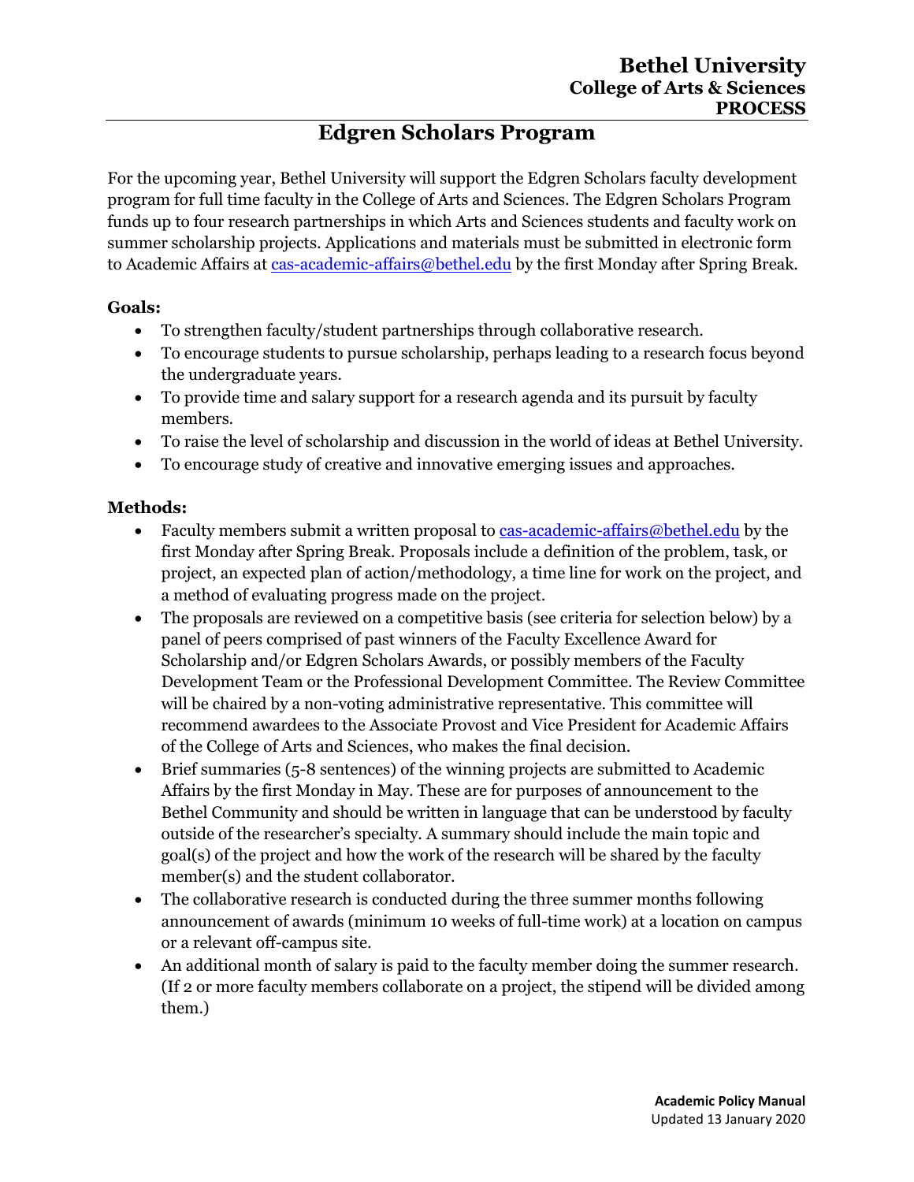**Bethel University**
**College of Arts & Sciences**
**PROCESS**

# Edgren Scholars Program

For the upcoming year, Bethel University will support the Edgren Scholars faculty development program for full time faculty in the College of Arts and Sciences. The Edgren Scholars Program funds up to four research partnerships in which Arts and Sciences students and faculty work on summer scholarship projects. Applications and materials must be submitted in electronic form to Academic Affairs at cas-academic-affairs@bethel.edu by the first Monday after Spring Break.

### Goals:

- To strengthen faculty/student partnerships through collaborative research.
- To encourage students to pursue scholarship, perhaps leading to a research focus beyond the undergraduate years.
- To provide time and salary support for a research agenda and its pursuit by faculty members.
- To raise the level of scholarship and discussion in the world of ideas at Bethel University.
- To encourage study of creative and innovative emerging issues and approaches.

### Methods:

- Faculty members submit a written proposal to cas-academic-affairs@bethel.edu by the first Monday after Spring Break. Proposals include a definition of the problem, task, or project, an expected plan of action/methodology, a time line for work on the project, and a method of evaluating progress made on the project.
- The proposals are reviewed on a competitive basis (see criteria for selection below) by a panel of peers comprised of past winners of the Faculty Excellence Award for Scholarship and/or Edgren Scholars Awards, or possibly members of the Faculty Development Team or the Professional Development Committee. The Review Committee will be chaired by a non-voting administrative representative. This committee will recommend awardees to the Associate Provost and Vice President for Academic Affairs of the College of Arts and Sciences, who makes the final decision.
- Brief summaries (5-8 sentences) of the winning projects are submitted to Academic Affairs by the first Monday in May. These are for purposes of announcement to the Bethel Community and should be written in language that can be understood by faculty outside of the researcher's specialty. A summary should include the main topic and goal(s) of the project and how the work of the research will be shared by the faculty member(s) and the student collaborator.
- The collaborative research is conducted during the three summer months following announcement of awards (minimum 10 weeks of full-time work) at a location on campus or a relevant off-campus site.
- An additional month of salary is paid to the faculty member doing the summer research. (If 2 or more faculty members collaborate on a project, the stipend will be divided among them.)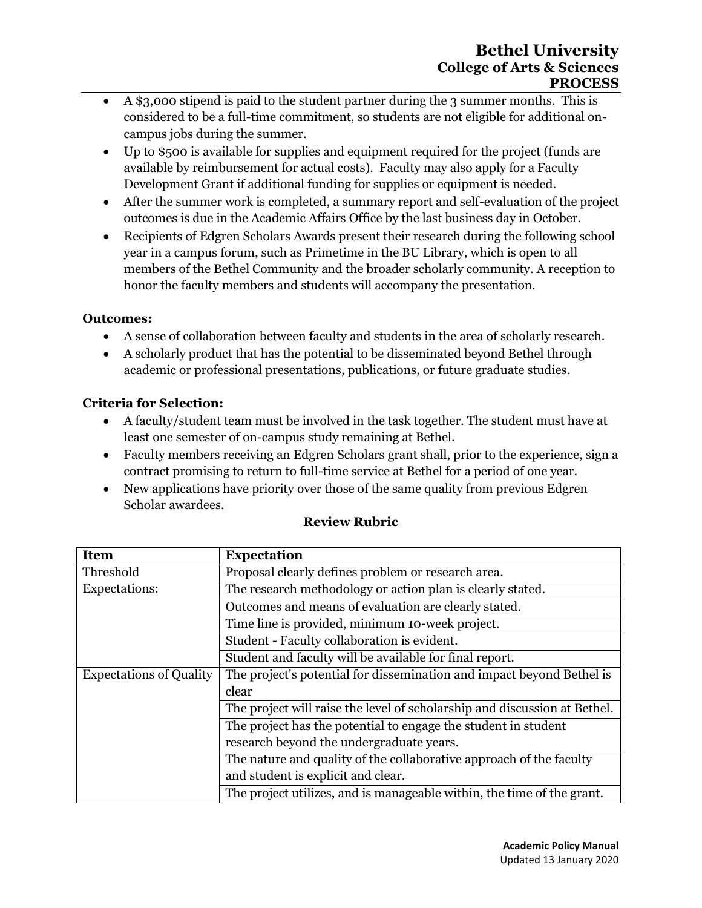- A $3,000 stipend is paid to the student partner during the 3 summer months. This is considered to be a full-time commitment, so students are not eligible for additional on-campus jobs during the summer.
- Up to $500 is available for supplies and equipment required for the project (funds are available by reimbursement for actual costs). Faculty may also apply for a Faculty Development Grant if additional funding for supplies or equipment is needed.
- After the summer work is completed, a summary report and self-evaluation of the project outcomes is due in the Academic Affairs Office by the last business day in October.
- Recipients of Edgren Scholars Awards present their research during the following school year in a campus forum, such as Primetime in the BU Library, which is open to all members of the Bethel Community and the broader scholarly community. A reception to honor the faculty members and students will accompany the presentation.

**Outcomes:**

- A sense of collaboration between faculty and students in the area of scholarly research.
- A scholarly product that has the potential to be disseminated beyond Bethel through academic or professional presentations, publications, or future graduate studies.

**Criteria for Selection:**

- A faculty/student team must be involved in the task together. The student must have at least one semester of on-campus study remaining at Bethel.
- Faculty members receiving an Edgren Scholars grant shall, prior to the experience, sign a contract promising to return to full-time service at Bethel for a period of one year.
- New applications have priority over those of the same quality from previous Edgren Scholar awardees.

**Review Rubric**

| Item | Expectation |
|---|---|
| Threshold Expectations: | Proposal clearly defines problem or research area. |
| | The research methodology or action plan is clearly stated. |
| | Outcomes and means of evaluation are clearly stated. |
| | Time line is provided, minimum 10-week project. |
| | Student - Faculty collaboration is evident. |
| | Student and faculty will be available for final report. |
| Expectations of Quality | The project's potential for dissemination and impact beyond Bethel is clear |
| | The project will raise the level of scholarship and discussion at Bethel. |
| | The project has the potential to engage the student in student research beyond the undergraduate years. |
| | The nature and quality of the collaborative approach of the faculty and student is explicit and clear. |
| | The project utilizes, and is manageable within, the time of the grant. |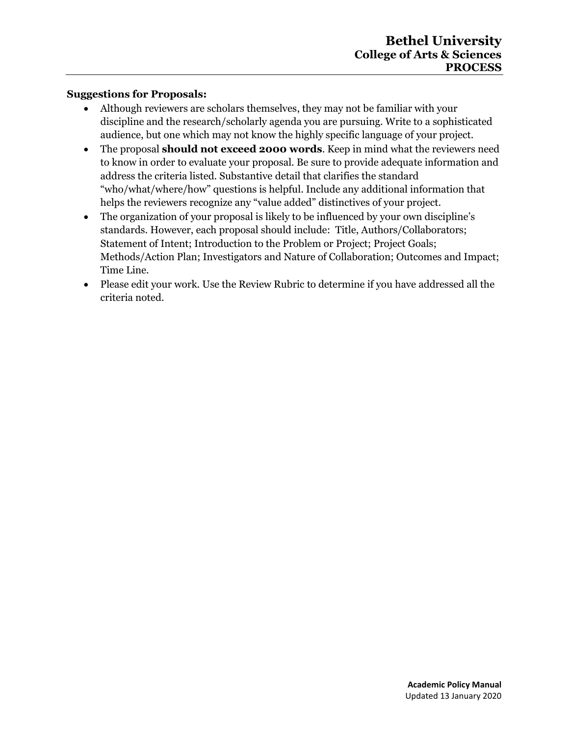**Suggestions for Proposals:**

- Although reviewers are scholars themselves, they may not be familiar with your discipline and the research/scholarly agenda you are pursuing. Write to a sophisticated audience, but one which may not know the highly specific language of your project.
- The proposal **should not exceed 2000 words**. Keep in mind what the reviewers need to know in order to evaluate your proposal. Be sure to provide adequate information and address the criteria listed. Substantive detail that clarifies the standard "who/what/where/how" questions is helpful. Include any additional information that helps the reviewers recognize any "value added" distinctives of your project.
- The organization of your proposal is likely to be influenced by your own discipline's standards. However, each proposal should include: Title, Authors/Collaborators; Statement of Intent; Introduction to the Problem or Project; Project Goals; Methods/Action Plan; Investigators and Nature of Collaboration; Outcomes and Impact; Time Line.
- Please edit your work. Use the Review Rubric to determine if you have addressed all the criteria noted.